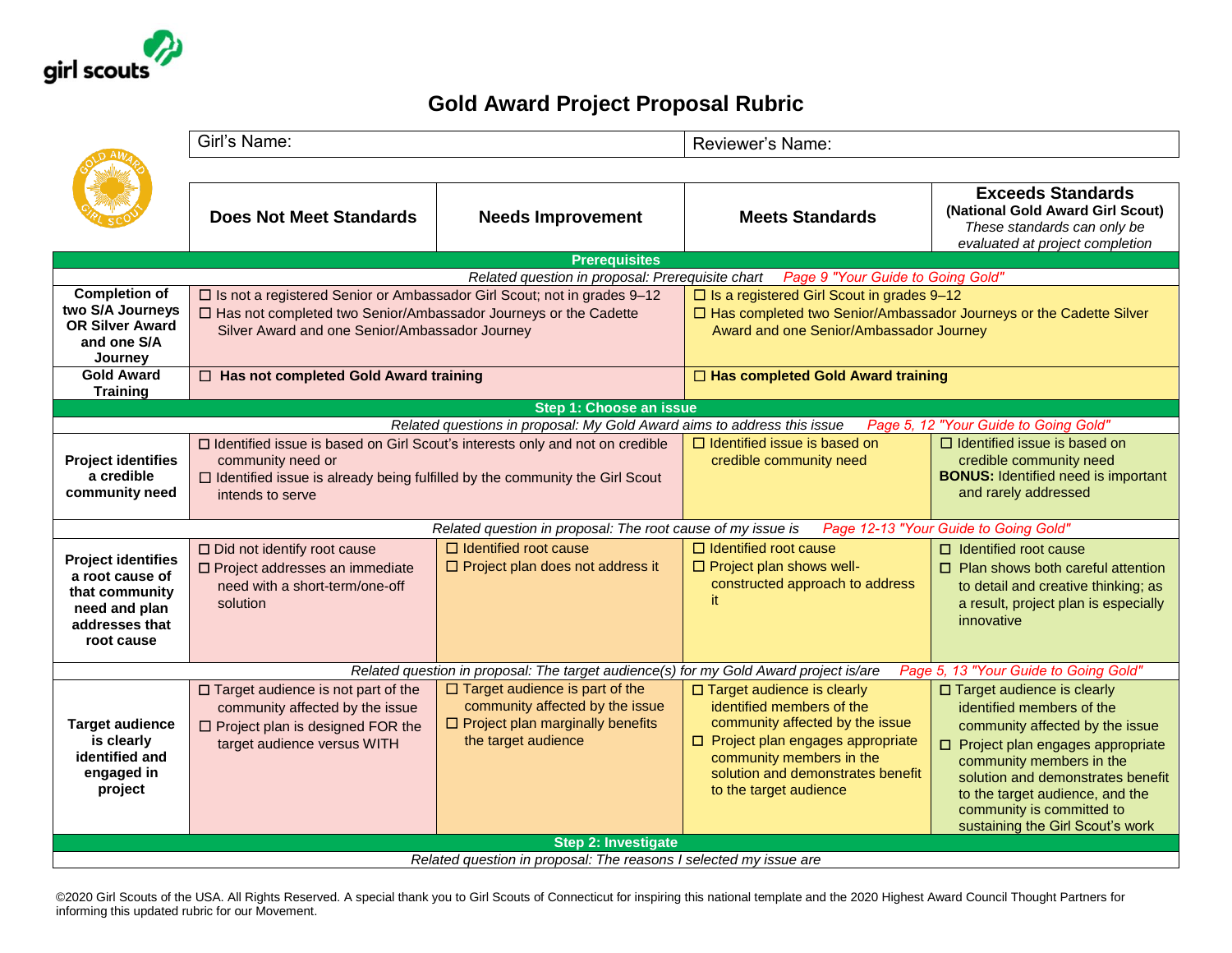# Gold Award Project Proposal Rubric

| Girl's Name: | Reviewer's Name: |
|---|---|

| | Does Not Meet Standards | Needs Improvement | Meets Standards | Exceeds Standards (National Gold Award Girl Scout) *These standards can only be evaluated at project completion* |
|---|---|---|---|---|
| **Prerequisites** | | | | |
| *Related question in proposal: Prerequisite chart* — *Page 9 "Your Guide to Going Gold"* | | | | |
| **Completion of two S/A Journeys OR Silver Award and one S/A Journey** | ☐ Is not a registered Senior or Ambassador Girl Scout; not in grades 9–12<br>☐ Has not completed two Senior/Ambassador Journeys or the Cadette Silver Award and one Senior/Ambassador Journey | | ☐ Is a registered Girl Scout in grades 9–12<br>☐ Has completed two Senior/Ambassador Journeys or the Cadette Silver Award and one Senior/Ambassador Journey | |
| **Gold Award Training** | ☐ **Has not completed Gold Award training** | | ☐ **Has completed Gold Award training** | |
| **Step 1: Choose an issue** | | | | |
| *Related questions in proposal: My Gold Award aims to address this issue* — *Page 5, 12 "Your Guide to Going Gold"* | | | | |
| **Project identifies a credible community need** | ☐ Identified issue is based on Girl Scout's interests only and not on credible community need or<br>☐ Identified issue is already being fulfilled by the community the Girl Scout intends to serve | | ☐ Identified issue is based on credible community need | ☐ Identified issue is based on credible community need<br>**BONUS:** Identified need is important and rarely addressed |
| *Related question in proposal: The root cause of my issue is* — *Page 12-13 "Your Guide to Going Gold"* | | | | |
| **Project identifies a root cause of that community need and plan addresses that root cause** | ☐ Did not identify root cause<br>☐ Project addresses an immediate need with a short-term/one-off solution | ☐ Identified root cause<br>☐ Project plan does not address it | ☐ Identified root cause<br>☐ Project plan shows well-constructed approach to address it | ☐ Identified root cause<br>☐ Plan shows both careful attention to detail and creative thinking; as a result, project plan is especially innovative |
| *Related question in proposal: The target audience(s) for my Gold Award project is/are* — *Page 5, 13 "Your Guide to Going Gold"* | | | | |
| **Target audience is clearly identified and engaged in project** | ☐ Target audience is not part of the community affected by the issue<br>☐ Project plan is designed FOR the target audience versus WITH | ☐ Target audience is part of the community affected by the issue<br>☐ Project plan marginally benefits the target audience | ☐ Target audience is clearly identified members of the community affected by the issue<br>☐ Project plan engages appropriate community members in the solution and demonstrates benefit to the target audience | ☐ Target audience is clearly identified members of the community affected by the issue<br>☐ Project plan engages appropriate community members in the solution and demonstrates benefit to the target audience, and the community is committed to sustaining the Girl Scout's work |
| **Step 2: Investigate** | | | | |
| *Related question in proposal: The reasons I selected my issue are* | | | | |

©2020 Girl Scouts of the USA. All Rights Reserved. A special thank you to Girl Scouts of Connecticut for inspiring this national template and the 2020 Highest Award Council Thought Partners for informing this updated rubric for our Movement.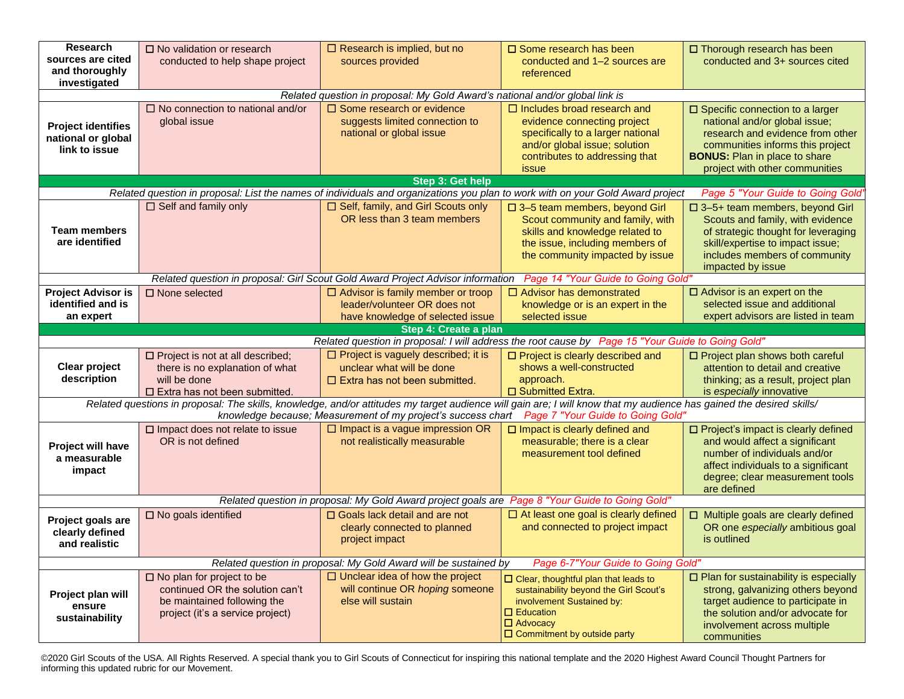| Research sources are cited and thoroughly investigated | ☐ No validation or research conducted to help shape project | ☐ Research is implied, but no sources provided | ☐ Some research has been conducted and 1–2 sources are referenced | ☐ Thorough research has been conducted and 3+ sources cited |
|---|---|---|---|---|
| *Related question in proposal: My Gold Award's national and/or global link is* | | | | |
| **Project identifies national or global link to issue** | ☐ No connection to national and/or global issue | ☐ Some research or evidence suggests limited connection to national or global issue | ☐ Includes broad research and evidence connecting project specifically to a larger national and/or global issue; solution contributes to addressing that issue | ☐ Specific connection to a larger national and/or global issue; research and evidence from other communities informs this project **BONUS:** Plan in place to share project with other communities |
| **Step 3: Get help** | | | | |
| *Related question in proposal: List the names of individuals and organizations you plan to work with on your Gold Award project* Page 5 "Your Guide to Going Gold" | | | | |
| **Team members are identified** | ☐ Self and family only | ☐ Self, family, and Girl Scouts only OR less than 3 team members | ☐ 3–5 team members, beyond Girl Scout community and family, with skills and knowledge related to the issue, including members of the community impacted by issue | ☐ 3–5+ team members, beyond Girl Scouts and family, with evidence of strategic thought for leveraging skill/expertise to impact issue; includes members of community impacted by issue |
| *Related question in proposal: Girl Scout Gold Award Project Advisor information* Page 14 "Your Guide to Going Gold" | | | | |
| **Project Advisor is identified and is an expert** | ☐ None selected | ☐ Advisor is family member or troop leader/volunteer OR does not have knowledge of selected issue | ☐ Advisor has demonstrated knowledge or is an expert in the selected issue | ☐ Advisor is an expert on the selected issue and additional expert advisors are listed in team |
| **Step 4: Create a plan** | | | | |
| *Related question in proposal: I will address the root cause by* Page 15 "Your Guide to Going Gold" | | | | |
| **Clear project description** | ☐ Project is not at all described; there is no explanation of what will be done ☐ Extra has not been submitted. | ☐ Project is vaguely described; it is unclear what will be done ☐ Extra has not been submitted. | ☐ Project is clearly described and shows a well-constructed approach. ☐ Submitted Extra. | ☐ Project plan shows both careful attention to detail and creative thinking; as a result, project plan is *especially* innovative |
| *Related questions in proposal: The skills, knowledge, and/or attitudes my target audience will gain are; I will know that my audience has gained the desired skills/ knowledge because; Measurement of my project's success chart* Page 7 "Your Guide to Going Gold" | | | | |
| **Project will have a measurable impact** | ☐ Impact does not relate to issue OR is not defined | ☐ Impact is a vague impression OR not realistically measurable | ☐ Impact is clearly defined and measurable; there is a clear measurement tool defined | ☐ Project's impact is clearly defined and would affect a significant number of individuals and/or affect individuals to a significant degree; clear measurement tools are defined |
| *Related question in proposal: My Gold Award project goals are* Page 8 "Your Guide to Going Gold" | | | | |
| **Project goals are clearly defined and realistic** | ☐ No goals identified | ☐ Goals lack detail and are not clearly connected to planned project impact | ☐ At least one goal is clearly defined and connected to project impact | ☐ Multiple goals are clearly defined OR one *especially* ambitious goal is outlined |
| *Related question in proposal: My Gold Award will be sustained by* Page 6-7"Your Guide to Going Gold" | | | | |
| **Project plan will ensure sustainability** | ☐ No plan for project to be continued OR the solution can't be maintained following the project (it's a service project) | ☐ Unclear idea of how the project will continue OR *hoping* someone else will sustain | ☐ Clear, thoughtful plan that leads to sustainability beyond the Girl Scout's involvement Sustained by: ☐ Education ☐ Advocacy ☐ Commitment by outside party | ☐ Plan for sustainability is especially strong, galvanizing others beyond target audience to participate in the solution and/or advocate for involvement across multiple communities |

©2020 Girl Scouts of the USA. All Rights Reserved. A special thank you to Girl Scouts of Connecticut for inspiring this national template and the 2020 Highest Award Council Thought Partners for informing this updated rubric for our Movement.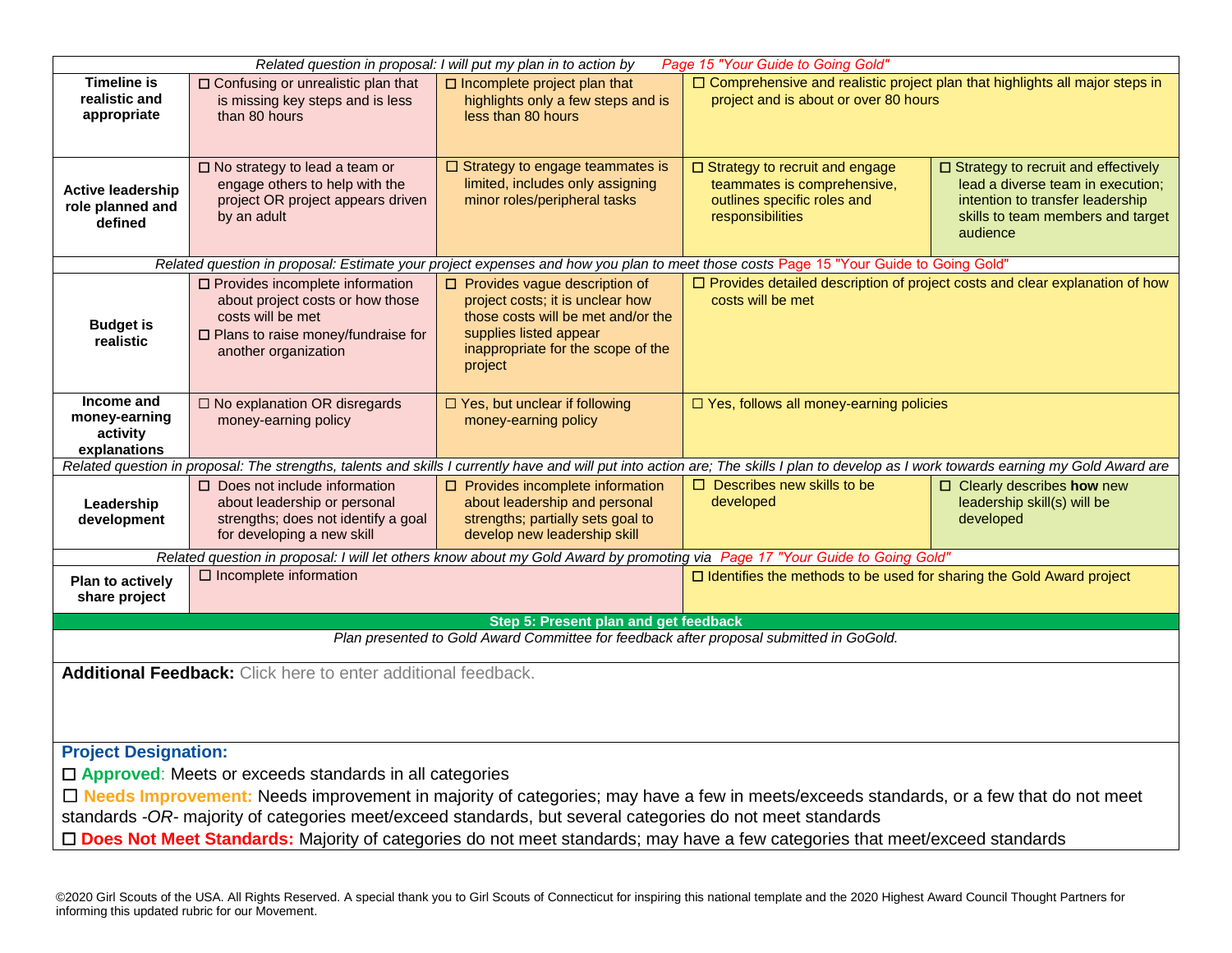| | | | | |
|---|---|---|---|---|
| *Related question in proposal: I will put my plan in to action by* Page 15 "Your Guide to Going Gold" | | | | |
| **Timeline is realistic and appropriate** | ☐ Confusing or unrealistic plan that is missing key steps and is less than 80 hours | ☐ Incomplete project plan that highlights only a few steps and is less than 80 hours | ☐ Comprehensive and realistic project plan that highlights all major steps in project and is about or over 80 hours | |
| **Active leadership role planned and defined** | ☐ No strategy to lead a team or engage others to help with the project OR project appears driven by an adult | ☐ Strategy to engage teammates is limited, includes only assigning minor roles/peripheral tasks | ☐ Strategy to recruit and engage teammates is comprehensive, outlines specific roles and responsibilities | ☐ Strategy to recruit and effectively lead a diverse team in execution; intention to transfer leadership skills to team members and target audience |
| *Related question in proposal: Estimate your project expenses and how you plan to meet those costs* Page 15 "Your Guide to Going Gold" | | | | |
| **Budget is realistic** | ☐ Provides incomplete information about project costs or how those costs will be met<br>☐ Plans to raise money/fundraise for another organization | ☐ Provides vague description of project costs; it is unclear how those costs will be met and/or the supplies listed appear inappropriate for the scope of the project | ☐ Provides detailed description of project costs and clear explanation of how costs will be met | |
| **Income and money-earning activity explanations** | ☐ No explanation OR disregards money-earning policy | ☐ Yes, but unclear if following money-earning policy | ☐ Yes, follows all money-earning policies | |
| *Related question in proposal: The strengths, talents and skills I currently have and will put into action are; The skills I plan to develop as I work towards earning my Gold Award are* | | | | |
| **Leadership development** | ☐ Does not include information about leadership or personal strengths; does not identify a goal for developing a new skill | ☐ Provides incomplete information about leadership and personal strengths; partially sets goal to develop new leadership skill | ☐ Describes new skills to be developed | ☐ Clearly describes **how** new leadership skill(s) will be developed |
| *Related question in proposal: I will let others know about my Gold Award by promoting via* Page 17 "Your Guide to Going Gold" | | | | |
| **Plan to actively share project** | ☐ Incomplete information | | ☐ Identifies the methods to be used for sharing the Gold Award project | |
| **Step 5: Present plan and get feedback** | | | | |
| *Plan presented to Gold Award Committee for feedback after proposal submitted in GoGold.* | | | | |

**Additional Feedback:** Click here to enter additional feedback.

**Project Designation:**

☐ **Approved**: Meets or exceeds standards in all categories

☐ **Needs Improvement:** Needs improvement in majority of categories; may have a few in meets/exceeds standards, or a few that do not meet standards -*OR*- majority of categories meet/exceed standards, but several categories do not meet standards

☐ **Does Not Meet Standards:** Majority of categories do not meet standards; may have a few categories that meet/exceed standards

©2020 Girl Scouts of the USA. All Rights Reserved. A special thank you to Girl Scouts of Connecticut for inspiring this national template and the 2020 Highest Award Council Thought Partners for informing this updated rubric for our Movement.